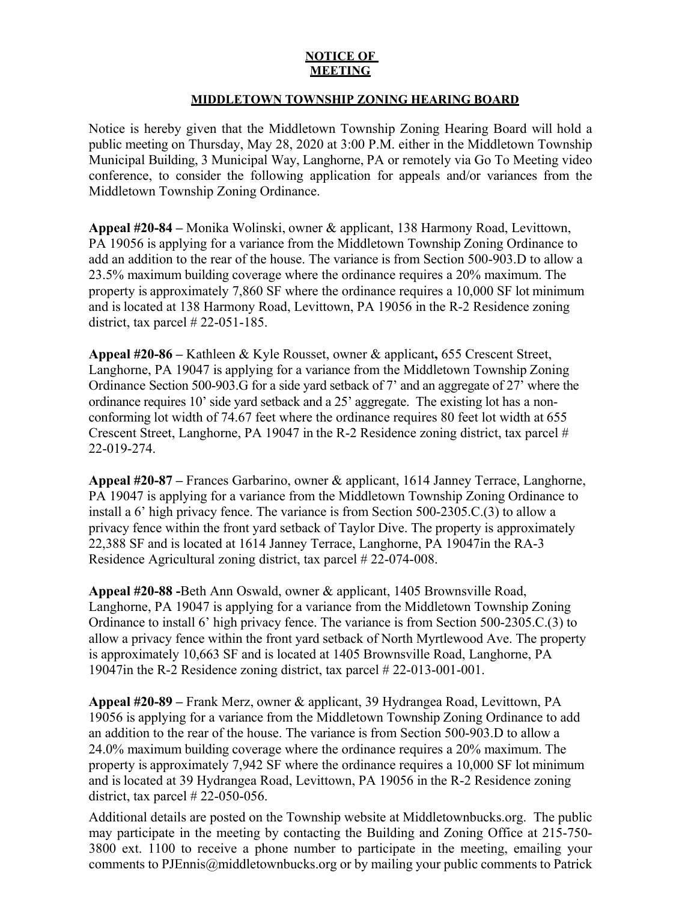**NOTICE OF MEETING**

**MIDDLETOWN TOWNSHIP ZONING HEARING BOARD**

Notice is hereby given that the Middletown Township Zoning Hearing Board will hold a public meeting on Thursday, May 28, 2020 at 3:00 P.M. either in the Middletown Township Municipal Building, 3 Municipal Way, Langhorne, PA or remotely via Go To Meeting video conference, to consider the following application for appeals and/or variances from the Middletown Township Zoning Ordinance.

**Appeal #20-84 –** Monika Wolinski, owner & applicant, 138 Harmony Road, Levittown, PA 19056 is applying for a variance from the Middletown Township Zoning Ordinance to add an addition to the rear of the house. The variance is from Section 500-903.D to allow a 23.5% maximum building coverage where the ordinance requires a 20% maximum. The property is approximately 7,860 SF where the ordinance requires a 10,000 SF lot minimum and is located at 138 Harmony Road, Levittown, PA 19056 in the R-2 Residence zoning district, tax parcel # 22-051-185.

**Appeal #20-86 –** Kathleen & Kyle Rousset, owner & applicant**,** 655 Crescent Street, Langhorne, PA 19047 is applying for a variance from the Middletown Township Zoning Ordinance Section 500-903.G for a side yard setback of 7' and an aggregate of 27' where the ordinance requires 10' side yard setback and a 25' aggregate. The existing lot has a non-conforming lot width of 74.67 feet where the ordinance requires 80 feet lot width at 655 Crescent Street, Langhorne, PA 19047 in the R-2 Residence zoning district, tax parcel # 22-019-274.

**Appeal #20-87 –** Frances Garbarino, owner & applicant, 1614 Janney Terrace, Langhorne, PA 19047 is applying for a variance from the Middletown Township Zoning Ordinance to install a 6' high privacy fence. The variance is from Section 500-2305.C.(3) to allow a privacy fence within the front yard setback of Taylor Dive. The property is approximately 22,388 SF and is located at 1614 Janney Terrace, Langhorne, PA 19047in the RA-3 Residence Agricultural zoning district, tax parcel # 22-074-008.

**Appeal #20-88 -**Beth Ann Oswald, owner & applicant, 1405 Brownsville Road, Langhorne, PA 19047 is applying for a variance from the Middletown Township Zoning Ordinance to install 6' high privacy fence. The variance is from Section 500-2305.C.(3) to allow a privacy fence within the front yard setback of North Myrtlewood Ave. The property is approximately 10,663 SF and is located at 1405 Brownsville Road, Langhorne, PA 19047in the R-2 Residence zoning district, tax parcel # 22-013-001-001.

**Appeal #20-89 –** Frank Merz, owner & applicant, 39 Hydrangea Road, Levittown, PA 19056 is applying for a variance from the Middletown Township Zoning Ordinance to add an addition to the rear of the house. The variance is from Section 500-903.D to allow a 24.0% maximum building coverage where the ordinance requires a 20% maximum. The property is approximately 7,942 SF where the ordinance requires a 10,000 SF lot minimum and is located at 39 Hydrangea Road, Levittown, PA 19056 in the R-2 Residence zoning district, tax parcel # 22-050-056.

Additional details are posted on the Township website at Middletownbucks.org. The public may participate in the meeting by contacting the Building and Zoning Office at 215-750-3800 ext. 1100 to receive a phone number to participate in the meeting, emailing your comments to PJEnnis@middletownbucks.org or by mailing your public comments to Patrick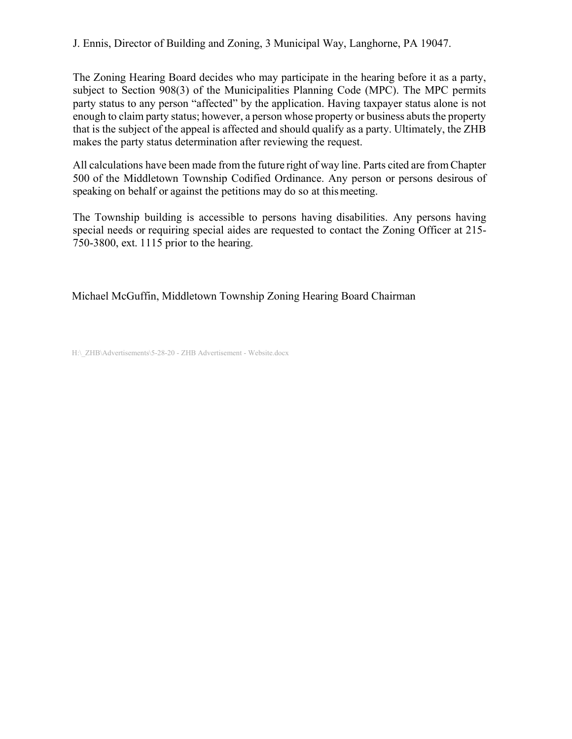J. Ennis, Director of Building and Zoning, 3 Municipal Way, Langhorne, PA 19047.

The Zoning Hearing Board decides who may participate in the hearing before it as a party, subject to Section 908(3) of the Municipalities Planning Code (MPC). The MPC permits party status to any person "affected" by the application. Having taxpayer status alone is not enough to claim party status; however, a person whose property or business abuts the property that is the subject of the appeal is affected and should qualify as a party. Ultimately, the ZHB makes the party status determination after reviewing the request.

All calculations have been made from the future right of way line. Parts cited are from Chapter 500 of the Middletown Township Codified Ordinance. Any person or persons desirous of speaking on behalf or against the petitions may do so at this meeting.

The Township building is accessible to persons having disabilities. Any persons having special needs or requiring special aides are requested to contact the Zoning Officer at 215-750-3800, ext. 1115 prior to the hearing.

Michael McGuffin, Middletown Township Zoning Hearing Board Chairman

H:\_ZHB\Advertisements\5-28-20 - ZHB Advertisement - Website.docx